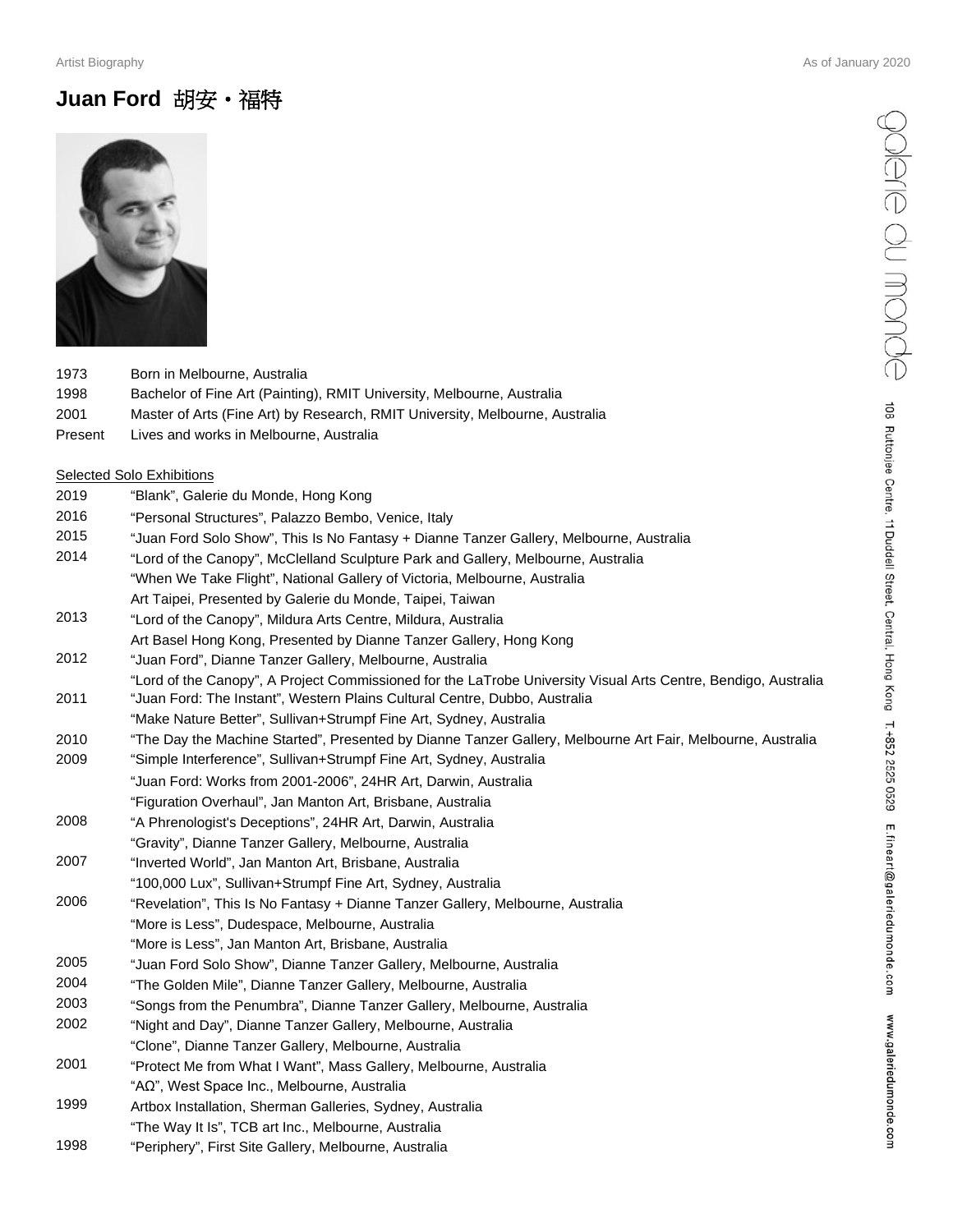# Juan Ford 胡安・福特

| | |
|---|---|
| 1973 | Born in Melbourne, Australia |
| 1998 | Bachelor of Fine Art (Painting), RMIT University, Melbourne, Australia |
| 2001 | Master of Arts (Fine Art) by Research, RMIT University, Melbourne, Australia |
| Present | Lives and works in Melbourne, Australia |

## Selected Solo Exhibitions

| | |
|---|---|
| 2019 | "Blank", Galerie du Monde, Hong Kong |
| 2016 | "Personal Structures", Palazzo Bembo, Venice, Italy |
| 2015 | "Juan Ford Solo Show", This Is No Fantasy + Dianne Tanzer Gallery, Melbourne, Australia |
| 2014 | "Lord of the Canopy", McClelland Sculpture Park and Gallery, Melbourne, Australia |
| | "When We Take Flight", National Gallery of Victoria, Melbourne, Australia |
| | Art Taipei, Presented by Galerie du Monde, Taipei, Taiwan |
| 2013 | "Lord of the Canopy", Mildura Arts Centre, Mildura, Australia |
| | Art Basel Hong Kong, Presented by Dianne Tanzer Gallery, Hong Kong |
| 2012 | "Juan Ford", Dianne Tanzer Gallery, Melbourne, Australia |
| | "Lord of the Canopy", A Project Commissioned for the LaTrobe University Visual Arts Centre, Bendigo, Australia |
| 2011 | "Juan Ford: The Instant", Western Plains Cultural Centre, Dubbo, Australia |
| | "Make Nature Better", Sullivan+Strumpf Fine Art, Sydney, Australia |
| 2010 | "The Day the Machine Started", Presented by Dianne Tanzer Gallery, Melbourne Art Fair, Melbourne, Australia |
| 2009 | "Simple Interference", Sullivan+Strumpf Fine Art, Sydney, Australia |
| | "Juan Ford: Works from 2001-2006", 24HR Art, Darwin, Australia |
| | "Figuration Overhaul", Jan Manton Art, Brisbane, Australia |
| 2008 | "A Phrenologist's Deceptions", 24HR Art, Darwin, Australia |
| | "Gravity", Dianne Tanzer Gallery, Melbourne, Australia |
| 2007 | "Inverted World", Jan Manton Art, Brisbane, Australia |
| | "100,000 Lux", Sullivan+Strumpf Fine Art, Sydney, Australia |
| 2006 | "Revelation", This Is No Fantasy + Dianne Tanzer Gallery, Melbourne, Australia |
| | "More is Less", Dudespace, Melbourne, Australia |
| | "More is Less", Jan Manton Art, Brisbane, Australia |
| 2005 | "Juan Ford Solo Show", Dianne Tanzer Gallery, Melbourne, Australia |
| 2004 | "The Golden Mile", Dianne Tanzer Gallery, Melbourne, Australia |
| 2003 | "Songs from the Penumbra", Dianne Tanzer Gallery, Melbourne, Australia |
| 2002 | "Night and Day", Dianne Tanzer Gallery, Melbourne, Australia |
| | "Clone", Dianne Tanzer Gallery, Melbourne, Australia |
| 2001 | "Protect Me from What I Want", Mass Gallery, Melbourne, Australia |
| | "AΩ", West Space Inc., Melbourne, Australia |
| 1999 | Artbox Installation, Sherman Galleries, Sydney, Australia |
| | "The Way It Is", TCB art Inc., Melbourne, Australia |
| 1998 | "Periphery", First Site Gallery, Melbourne, Australia |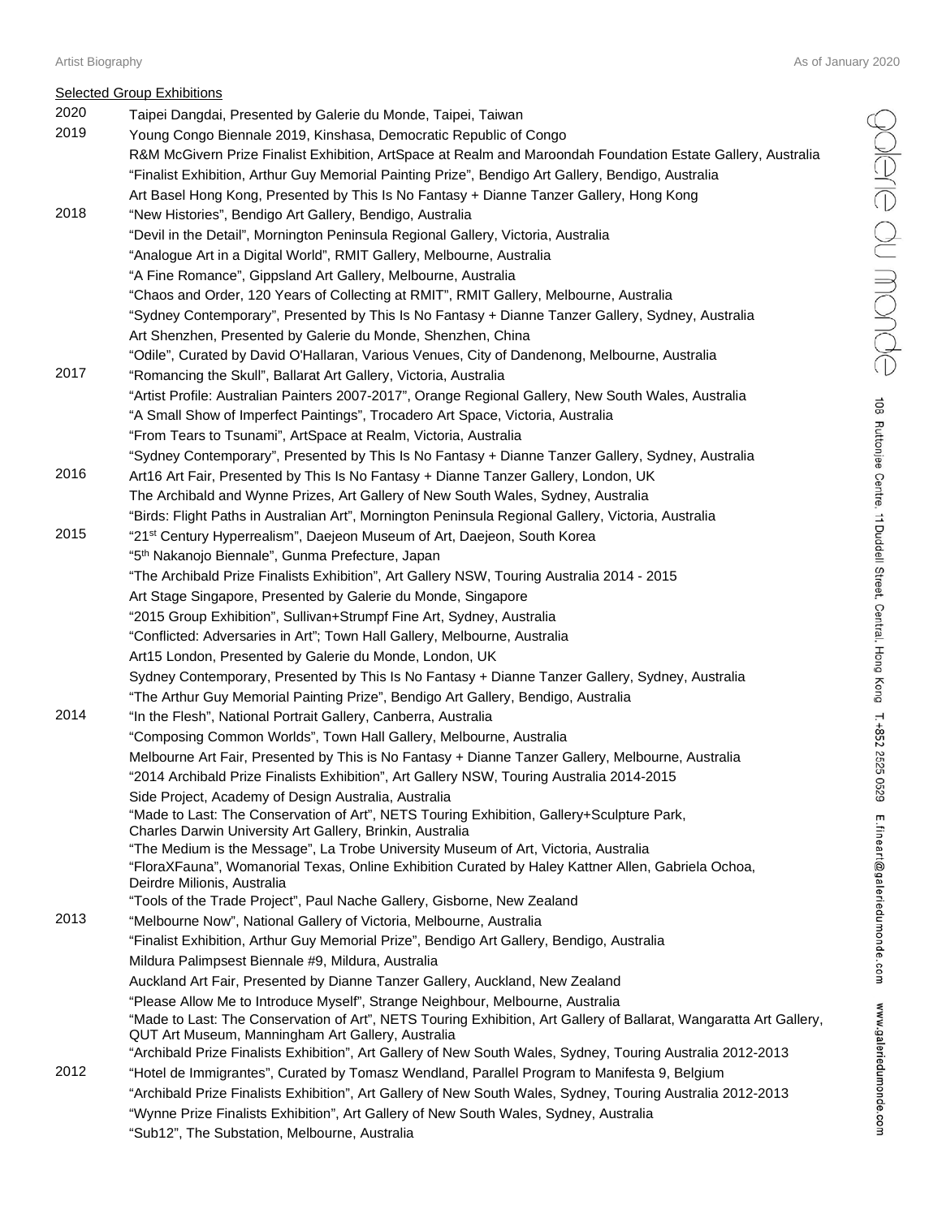Selected Group Exhibitions

2020
Taipei Dangdai, Presented by Galerie du Monde, Taipei, Taiwan

2019
Young Congo Biennale 2019, Kinshasa, Democratic Republic of Congo
R&M McGivern Prize Finalist Exhibition, ArtSpace at Realm and Maroondah Foundation Estate Gallery, Australia
"Finalist Exhibition, Arthur Guy Memorial Painting Prize", Bendigo Art Gallery, Bendigo, Australia
Art Basel Hong Kong, Presented by This Is No Fantasy + Dianne Tanzer Gallery, Hong Kong

2018
"New Histories", Bendigo Art Gallery, Bendigo, Australia
"Devil in the Detail", Mornington Peninsula Regional Gallery, Victoria, Australia
"Analogue Art in a Digital World", RMIT Gallery, Melbourne, Australia
"A Fine Romance", Gippsland Art Gallery, Melbourne, Australia
"Chaos and Order, 120 Years of Collecting at RMIT", RMIT Gallery, Melbourne, Australia
"Sydney Contemporary", Presented by This Is No Fantasy + Dianne Tanzer Gallery, Sydney, Australia
Art Shenzhen, Presented by Galerie du Monde, Shenzhen, China
"Odile", Curated by David O'Hallaran, Various Venues, City of Dandenong, Melbourne, Australia

2017
"Romancing the Skull", Ballarat Art Gallery, Victoria, Australia
"Artist Profile: Australian Painters 2007-2017", Orange Regional Gallery, New South Wales, Australia
"A Small Show of Imperfect Paintings", Trocadero Art Space, Victoria, Australia
"From Tears to Tsunami", ArtSpace at Realm, Victoria, Australia
"Sydney Contemporary", Presented by This Is No Fantasy + Dianne Tanzer Gallery, Sydney, Australia

2016
Art16 Art Fair, Presented by This Is No Fantasy + Dianne Tanzer Gallery, London, UK
The Archibald and Wynne Prizes, Art Gallery of New South Wales, Sydney, Australia
"Birds: Flight Paths in Australian Art", Mornington Peninsula Regional Gallery, Victoria, Australia

2015
"21st Century Hyperrealism", Daejeon Museum of Art, Daejeon, South Korea
"5th Nakanojo Biennale", Gunma Prefecture, Japan
"The Archibald Prize Finalists Exhibition", Art Gallery NSW, Touring Australia 2014 - 2015
Art Stage Singapore, Presented by Galerie du Monde, Singapore
"2015 Group Exhibition", Sullivan+Strumpf Fine Art, Sydney, Australia
"Conflicted: Adversaries in Art"; Town Hall Gallery, Melbourne, Australia
Art15 London, Presented by Galerie du Monde, London, UK
Sydney Contemporary, Presented by This Is No Fantasy + Dianne Tanzer Gallery, Sydney, Australia
"The Arthur Guy Memorial Painting Prize", Bendigo Art Gallery, Bendigo, Australia

2014
"In the Flesh", National Portrait Gallery, Canberra, Australia
"Composing Common Worlds", Town Hall Gallery, Melbourne, Australia
Melbourne Art Fair, Presented by This is No Fantasy + Dianne Tanzer Gallery, Melbourne, Australia
"2014 Archibald Prize Finalists Exhibition", Art Gallery NSW, Touring Australia 2014-2015
Side Project, Academy of Design Australia, Australia
"Made to Last: The Conservation of Art", NETS Touring Exhibition, Gallery+Sculpture Park, Charles Darwin University Art Gallery, Brinkin, Australia
"The Medium is the Message", La Trobe University Museum of Art, Victoria, Australia
"FloraXFauna", Womanorial Texas, Online Exhibition Curated by Haley Kattner Allen, Gabriela Ochoa, Deirdre Milionis, Australia
"Tools of the Trade Project", Paul Nache Gallery, Gisborne, New Zealand

2013
"Melbourne Now", National Gallery of Victoria, Melbourne, Australia
"Finalist Exhibition, Arthur Guy Memorial Prize", Bendigo Art Gallery, Bendigo, Australia
Mildura Palimpsest Biennale #9, Mildura, Australia
Auckland Art Fair, Presented by Dianne Tanzer Gallery, Auckland, New Zealand
"Please Allow Me to Introduce Myself", Strange Neighbour, Melbourne, Australia
"Made to Last: The Conservation of Art", NETS Touring Exhibition, Art Gallery of Ballarat, Wangaratta Art Gallery, QUT Art Museum, Manningham Art Gallery, Australia
"Archibald Prize Finalists Exhibition", Art Gallery of New South Wales, Sydney, Touring Australia 2012-2013

2012
"Hotel de Immigrantes", Curated by Tomasz Wendland, Parallel Program to Manifesta 9, Belgium
"Archibald Prize Finalists Exhibition", Art Gallery of New South Wales, Sydney, Touring Australia 2012-2013
"Wynne Prize Finalists Exhibition", Art Gallery of New South Wales, Sydney, Australia
"Sub12", The Substation, Melbourne, Australia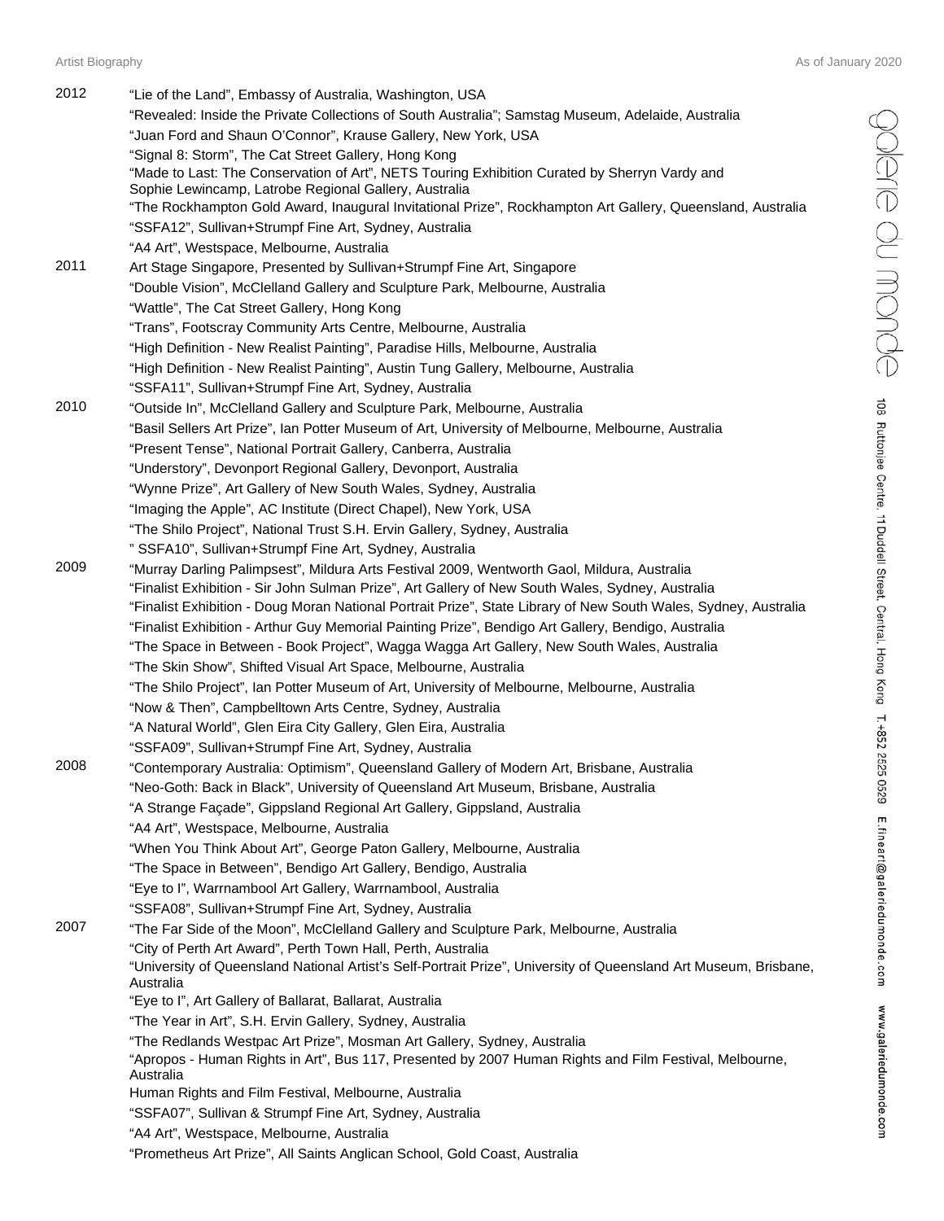2012
"Lie of the Land", Embassy of Australia, Washington, USA
"Revealed: Inside the Private Collections of South Australia"; Samstag Museum, Adelaide, Australia
"Juan Ford and Shaun O'Connor", Krause Gallery, New York, USA
"Signal 8: Storm", The Cat Street Gallery, Hong Kong
"Made to Last: The Conservation of Art", NETS Touring Exhibition Curated by Sherryn Vardy and Sophie Lewincamp, Latrobe Regional Gallery, Australia
"The Rockhampton Gold Award, Inaugural Invitational Prize", Rockhampton Art Gallery, Queensland, Australia
"SSFA12", Sullivan+Strumpf Fine Art, Sydney, Australia
"A4 Art", Westspace, Melbourne, Australia

2011
Art Stage Singapore, Presented by Sullivan+Strumpf Fine Art, Singapore
"Double Vision", McClelland Gallery and Sculpture Park, Melbourne, Australia
"Wattle", The Cat Street Gallery, Hong Kong
"Trans", Footscray Community Arts Centre, Melbourne, Australia
"High Definition - New Realist Painting", Paradise Hills, Melbourne, Australia
"High Definition - New Realist Painting", Austin Tung Gallery, Melbourne, Australia
"SSFA11", Sullivan+Strumpf Fine Art, Sydney, Australia

2010
"Outside In", McClelland Gallery and Sculpture Park, Melbourne, Australia
"Basil Sellers Art Prize", Ian Potter Museum of Art, University of Melbourne, Melbourne, Australia
"Present Tense", National Portrait Gallery, Canberra, Australia
"Understory", Devonport Regional Gallery, Devonport, Australia
"Wynne Prize", Art Gallery of New South Wales, Sydney, Australia
"Imaging the Apple", AC Institute (Direct Chapel), New York, USA
"The Shilo Project", National Trust S.H. Ervin Gallery, Sydney, Australia
" SSFA10", Sullivan+Strumpf Fine Art, Sydney, Australia

2009
"Murray Darling Palimpsest", Mildura Arts Festival 2009, Wentworth Gaol, Mildura, Australia
"Finalist Exhibition - Sir John Sulman Prize", Art Gallery of New South Wales, Sydney, Australia
"Finalist Exhibition - Doug Moran National Portrait Prize", State Library of New South Wales, Sydney, Australia
"Finalist Exhibition - Arthur Guy Memorial Painting Prize", Bendigo Art Gallery, Bendigo, Australia
"The Space in Between - Book Project", Wagga Wagga Art Gallery, New South Wales, Australia
"The Skin Show", Shifted Visual Art Space, Melbourne, Australia
"The Shilo Project", Ian Potter Museum of Art, University of Melbourne, Melbourne, Australia
"Now & Then", Campbelltown Arts Centre, Sydney, Australia
"A Natural World", Glen Eira City Gallery, Glen Eira, Australia
"SSFA09", Sullivan+Strumpf Fine Art, Sydney, Australia

2008
"Contemporary Australia: Optimism", Queensland Gallery of Modern Art, Brisbane, Australia
"Neo-Goth: Back in Black", University of Queensland Art Museum, Brisbane, Australia
"A Strange Façade", Gippsland Regional Art Gallery, Gippsland, Australia
"A4 Art", Westspace, Melbourne, Australia
"When You Think About Art", George Paton Gallery, Melbourne, Australia
"The Space in Between", Bendigo Art Gallery, Bendigo, Australia
"Eye to I", Warrnambool Art Gallery, Warrnambool, Australia
"SSFA08", Sullivan+Strumpf Fine Art, Sydney, Australia

2007
"The Far Side of the Moon", McClelland Gallery and Sculpture Park, Melbourne, Australia
"City of Perth Art Award", Perth Town Hall, Perth, Australia
"University of Queensland National Artist's Self-Portrait Prize", University of Queensland Art Museum, Brisbane, Australia
"Eye to I", Art Gallery of Ballarat, Ballarat, Australia
"The Year in Art", S.H. Ervin Gallery, Sydney, Australia
"The Redlands Westpac Art Prize", Mosman Art Gallery, Sydney, Australia
"Apropos - Human Rights in Art", Bus 117, Presented by 2007 Human Rights and Film Festival, Melbourne, Australia
Human Rights and Film Festival, Melbourne, Australia
"SSFA07", Sullivan & Strumpf Fine Art, Sydney, Australia
"A4 Art", Westspace, Melbourne, Australia
"Prometheus Art Prize", All Saints Anglican School, Gold Coast, Australia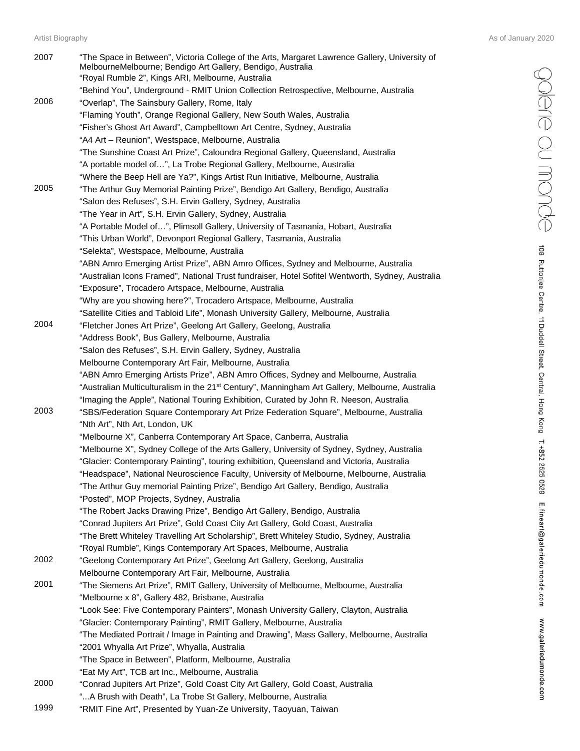2007 "The Space in Between", Victoria College of the Arts, Margaret Lawrence Gallery, University of MelbourneMelbourne; Bendigo Art Gallery, Bendigo, Australia
"Royal Rumble 2", Kings ARI, Melbourne, Australia
"Behind You", Underground - RMIT Union Collection Retrospective, Melbourne, Australia

2006 "Overlap", The Sainsbury Gallery, Rome, Italy
"Flaming Youth", Orange Regional Gallery, New South Wales, Australia
"Fisher's Ghost Art Award", Campbelltown Art Centre, Sydney, Australia
"A4 Art – Reunion", Westspace, Melbourne, Australia
"The Sunshine Coast Art Prize", Caloundra Regional Gallery, Queensland, Australia
"A portable model of…", La Trobe Regional Gallery, Melbourne, Australia
"Where the Beep Hell are Ya?", Kings Artist Run Initiative, Melbourne, Australia

2005 "The Arthur Guy Memorial Painting Prize", Bendigo Art Gallery, Bendigo, Australia
"Salon des Refuses", S.H. Ervin Gallery, Sydney, Australia
"The Year in Art", S.H. Ervin Gallery, Sydney, Australia
"A Portable Model of…", Plimsoll Gallery, University of Tasmania, Hobart, Australia
"This Urban World", Devonport Regional Gallery, Tasmania, Australia
"Selekta", Westspace, Melbourne, Australia
"ABN Amro Emerging Artist Prize", ABN Amro Offices, Sydney and Melbourne, Australia
"Australian Icons Framed", National Trust fundraiser, Hotel Sofitel Wentworth, Sydney, Australia
"Exposure", Trocadero Artspace, Melbourne, Australia
"Why are you showing here?", Trocadero Artspace, Melbourne, Australia
"Satellite Cities and Tabloid Life", Monash University Gallery, Melbourne, Australia

2004 "Fletcher Jones Art Prize", Geelong Art Gallery, Geelong, Australia
"Address Book", Bus Gallery, Melbourne, Australia
"Salon des Refuses", S.H. Ervin Gallery, Sydney, Australia
Melbourne Contemporary Art Fair, Melbourne, Australia
"ABN Amro Emerging Artists Prize", ABN Amro Offices, Sydney and Melbourne, Australia
"Australian Multiculturalism in the 21st Century", Manningham Art Gallery, Melbourne, Australia
"Imaging the Apple", National Touring Exhibition, Curated by John R. Neeson, Australia

2003 "SBS/Federation Square Contemporary Art Prize Federation Square", Melbourne, Australia
"Nth Art", Nth Art, London, UK
"Melbourne X", Canberra Contemporary Art Space, Canberra, Australia
"Melbourne X", Sydney College of the Arts Gallery, University of Sydney, Sydney, Australia
"Glacier: Contemporary Painting", touring exhibition, Queensland and Victoria, Australia
"Headspace", National Neuroscience Faculty, University of Melbourne, Melbourne, Australia
"The Arthur Guy memorial Painting Prize", Bendigo Art Gallery, Bendigo, Australia
"Posted", MOP Projects, Sydney, Australia
"The Robert Jacks Drawing Prize", Bendigo Art Gallery, Bendigo, Australia
"Conrad Jupiters Art Prize", Gold Coast City Art Gallery, Gold Coast, Australia
"The Brett Whiteley Travelling Art Scholarship", Brett Whiteley Studio, Sydney, Australia
"Royal Rumble", Kings Contemporary Art Spaces, Melbourne, Australia

2002 "Geelong Contemporary Art Prize", Geelong Art Gallery, Geelong, Australia
Melbourne Contemporary Art Fair, Melbourne, Australia

2001 "The Siemens Art Prize", RMIT Gallery, University of Melbourne, Melbourne, Australia
"Melbourne x 8", Gallery 482, Brisbane, Australia
"Look See: Five Contemporary Painters", Monash University Gallery, Clayton, Australia
"Glacier: Contemporary Painting", RMIT Gallery, Melbourne, Australia
"The Mediated Portrait / Image in Painting and Drawing", Mass Gallery, Melbourne, Australia
"2001 Whyalla Art Prize", Whyalla, Australia
"The Space in Between", Platform, Melbourne, Australia
"Eat My Art", TCB art Inc., Melbourne, Australia

2000 "Conrad Jupiters Art Prize", Gold Coast City Art Gallery, Gold Coast, Australia
"...A Brush with Death", La Trobe St Gallery, Melbourne, Australia

1999 "RMIT Fine Art", Presented by Yuan-Ze University, Taoyuan, Taiwan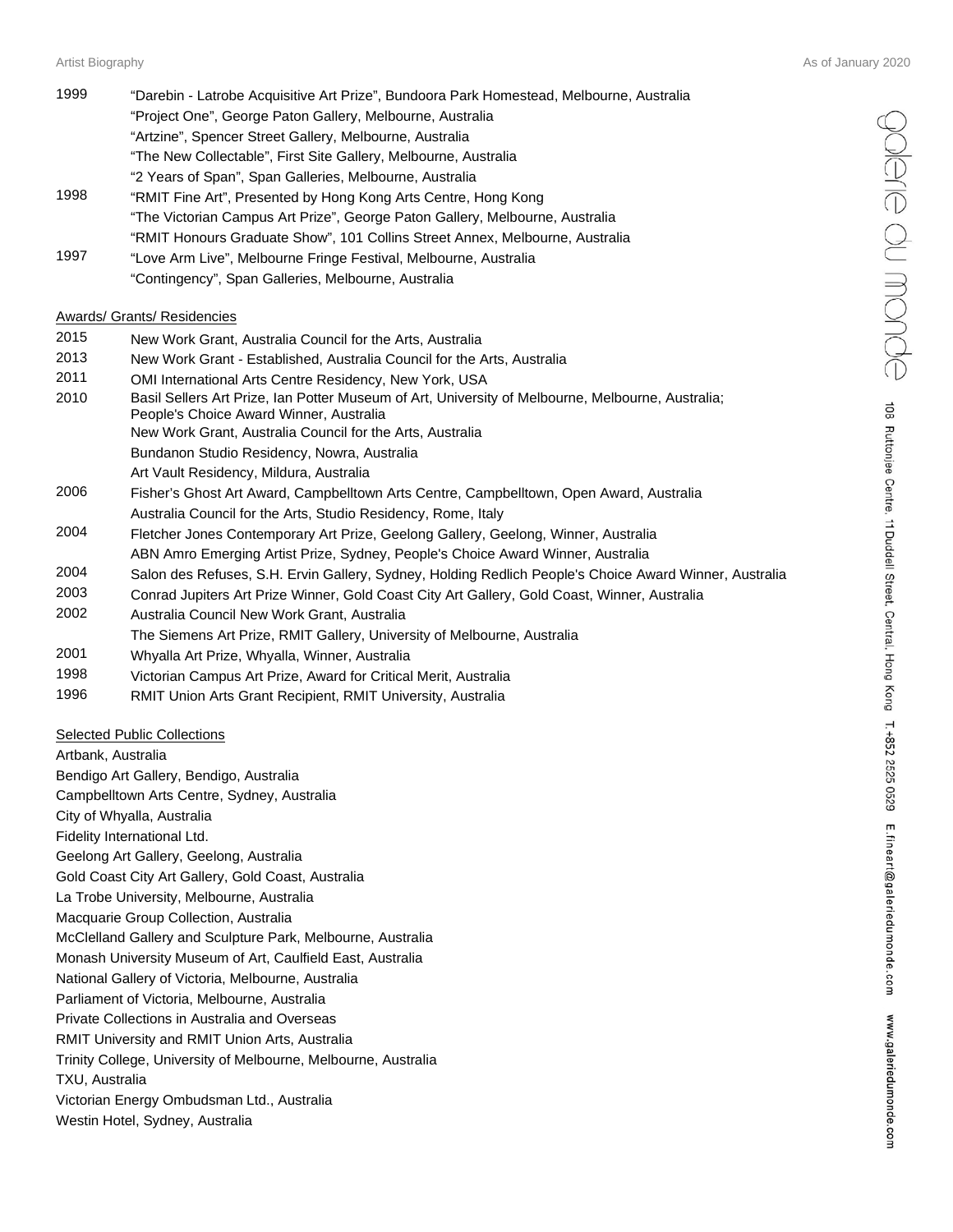1999 "Darebin - Latrobe Acquisitive Art Prize", Bundoora Park Homestead, Melbourne, Australia
"Project One", George Paton Gallery, Melbourne, Australia
"Artzine", Spencer Street Gallery, Melbourne, Australia
"The New Collectable", First Site Gallery, Melbourne, Australia
"2 Years of Span", Span Galleries, Melbourne, Australia

1998 "RMIT Fine Art", Presented by Hong Kong Arts Centre, Hong Kong
"The Victorian Campus Art Prize", George Paton Gallery, Melbourne, Australia
"RMIT Honours Graduate Show", 101 Collins Street Annex, Melbourne, Australia

1997 "Love Arm Live", Melbourne Fringe Festival, Melbourne, Australia
"Contingency", Span Galleries, Melbourne, Australia

## Awards/ Grants/ Residencies

2015 New Work Grant, Australia Council for the Arts, Australia

2013 New Work Grant - Established, Australia Council for the Arts, Australia

2011 OMI International Arts Centre Residency, New York, USA

2010 Basil Sellers Art Prize, Ian Potter Museum of Art, University of Melbourne, Melbourne, Australia; People's Choice Award Winner, Australia
New Work Grant, Australia Council for the Arts, Australia
Bundanon Studio Residency, Nowra, Australia
Art Vault Residency, Mildura, Australia

2006 Fisher's Ghost Art Award, Campbelltown Arts Centre, Campbelltown, Open Award, Australia
Australia Council for the Arts, Studio Residency, Rome, Italy

2004 Fletcher Jones Contemporary Art Prize, Geelong Gallery, Geelong, Winner, Australia
ABN Amro Emerging Artist Prize, Sydney, People's Choice Award Winner, Australia

2004 Salon des Refuses, S.H. Ervin Gallery, Sydney, Holding Redlich People's Choice Award Winner, Australia

2003 Conrad Jupiters Art Prize Winner, Gold Coast City Art Gallery, Gold Coast, Winner, Australia

2002 Australia Council New Work Grant, Australia
The Siemens Art Prize, RMIT Gallery, University of Melbourne, Australia

2001 Whyalla Art Prize, Whyalla, Winner, Australia

1998 Victorian Campus Art Prize, Award for Critical Merit, Australia

1996 RMIT Union Arts Grant Recipient, RMIT University, Australia

## Selected Public Collections

Artbank, Australia
Bendigo Art Gallery, Bendigo, Australia
Campbelltown Arts Centre, Sydney, Australia
City of Whyalla, Australia
Fidelity International Ltd.
Geelong Art Gallery, Geelong, Australia
Gold Coast City Art Gallery, Gold Coast, Australia
La Trobe University, Melbourne, Australia
Macquarie Group Collection, Australia
McClelland Gallery and Sculpture Park, Melbourne, Australia
Monash University Museum of Art, Caulfield East, Australia
National Gallery of Victoria, Melbourne, Australia
Parliament of Victoria, Melbourne, Australia
Private Collections in Australia and Overseas
RMIT University and RMIT Union Arts, Australia
Trinity College, University of Melbourne, Melbourne, Australia
TXU, Australia
Victorian Energy Ombudsman Ltd., Australia
Westin Hotel, Sydney, Australia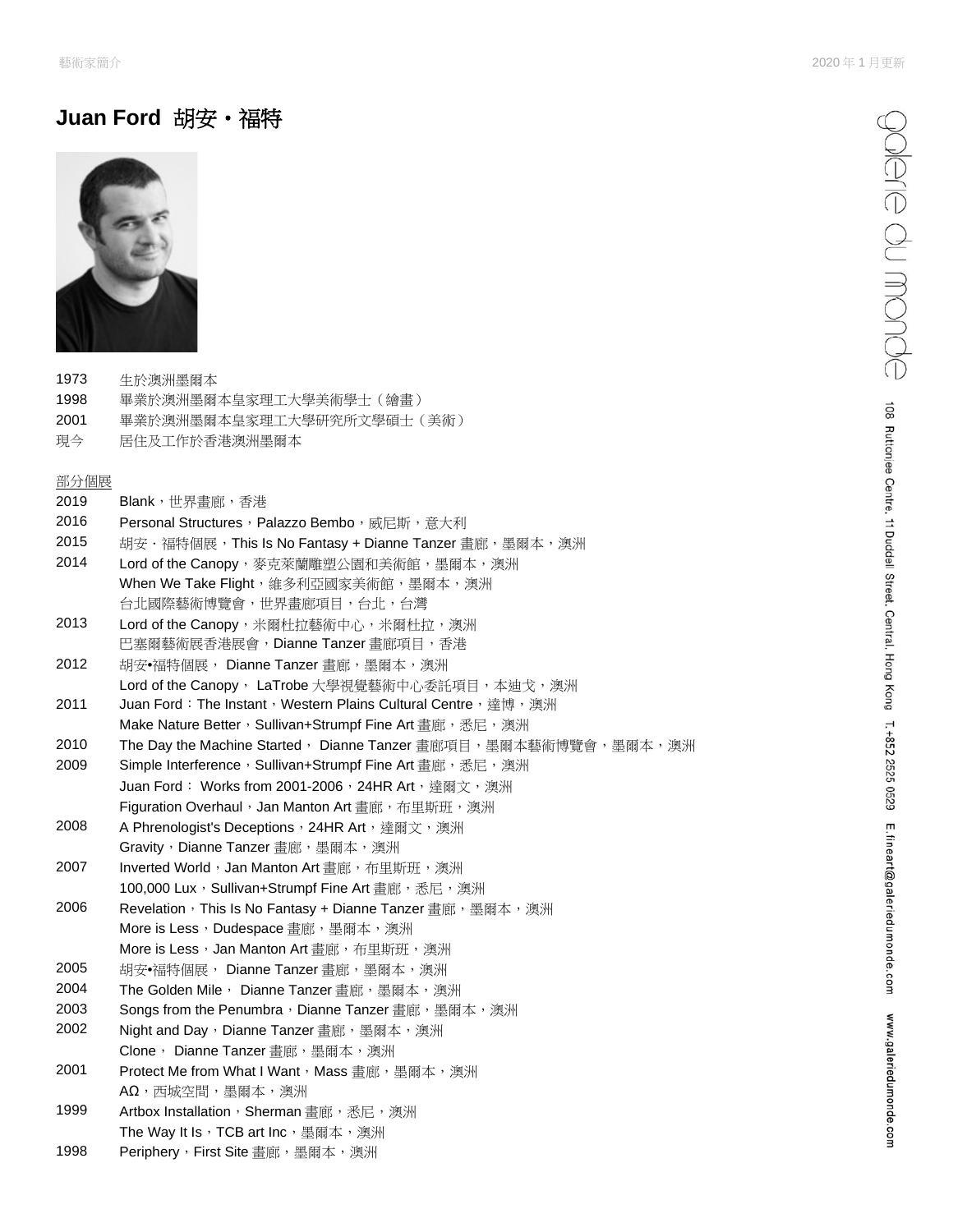# Juan Ford 胡安・福特

1973　生於澳洲墨爾本
1998　畢業於澳洲墨爾本皇家理工大學美術學士（繪畫）
2001　畢業於澳洲墨爾本皇家理工大學研究所文學碩士（美術）
現今　居住及工作於香港澳洲墨爾本

部分個展

2019　Blank，世界畫廊，香港
2016　Personal Structures，Palazzo Bembo，威尼斯，意大利
2015　胡安・福特個展，This Is No Fantasy + Dianne Tanzer 畫廊，墨爾本，澳洲
2014　Lord of the Canopy，麥克萊蘭雕塑公園和美術館，墨爾本，澳洲
　　　When We Take Flight，維多利亞國家美術館，墨爾本，澳洲
　　　台北國際藝術博覽會，世界畫廊項目，台北，台灣
2013　Lord of the Canopy，米爾杜拉藝術中心，米爾杜拉，澳洲
　　　巴塞爾藝術展香港展會，Dianne Tanzer 畫廊項目，香港
2012　胡安•福特個展， Dianne Tanzer 畫廊，墨爾本，澳洲
　　　Lord of the Canopy， LaTrobe 大學視覺藝術中心委託項目，本迪戈，澳洲
2011　Juan Ford：The Instant，Western Plains Cultural Centre，達博，澳洲
　　　Make Nature Better，Sullivan+Strumpf Fine Art 畫廊，悉尼，澳洲
2010　The Day the Machine Started， Dianne Tanzer 畫廊項目，墨爾本藝術博覽會，墨爾本，澳洲
2009　Simple Interference，Sullivan+Strumpf Fine Art 畫廊，悉尼，澳洲
　　　Juan Ford： Works from 2001-2006，24HR Art，達爾文，澳洲
　　　Figuration Overhaul，Jan Manton Art 畫廊，布里斯班，澳洲
2008　A Phrenologist's Deceptions，24HR Art，達爾文，澳洲
　　　Gravity，Dianne Tanzer 畫廊，墨爾本，澳洲
2007　Inverted World，Jan Manton Art 畫廊，布里斯班，澳洲
　　　100,000 Lux，Sullivan+Strumpf Fine Art 畫廊，悉尼，澳洲
2006　Revelation，This Is No Fantasy + Dianne Tanzer 畫廊，墨爾本，澳洲
　　　More is Less，Dudespace 畫廊，墨爾本，澳洲
　　　More is Less，Jan Manton Art 畫廊，布里斯班，澳洲
2005　胡安•福特個展， Dianne Tanzer 畫廊，墨爾本，澳洲
2004　The Golden Mile， Dianne Tanzer 畫廊，墨爾本，澳洲
2003　Songs from the Penumbra，Dianne Tanzer 畫廊，墨爾本，澳洲
2002　Night and Day，Dianne Tanzer 畫廊，墨爾本，澳洲
　　　Clone， Dianne Tanzer 畫廊，墨爾本，澳洲
2001　Protect Me from What I Want，Mass 畫廊，墨爾本，澳洲
　　　AΩ，西城空間，墨爾本，澳洲
1999　Artbox Installation，Sherman 畫廊，悉尼，澳洲
　　　The Way It Is，TCB art Inc，墨爾本，澳洲
1998　Periphery，First Site 畫廊，墨爾本，澳洲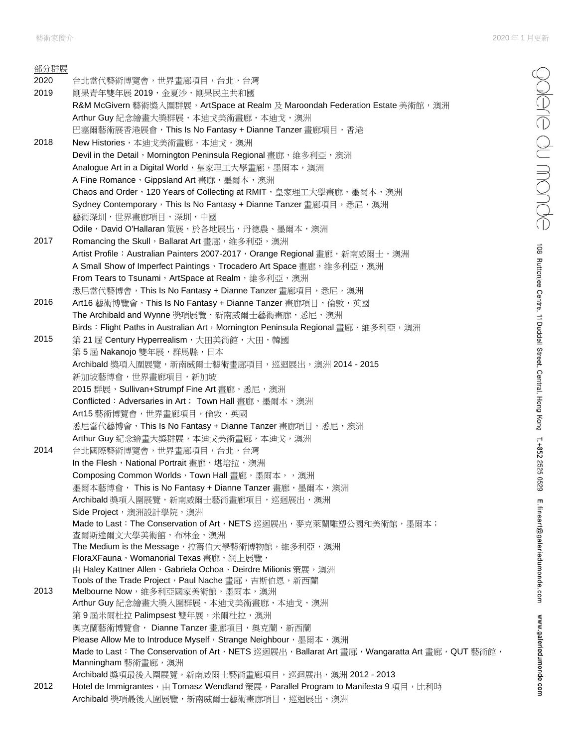部分群展

| | |
|---|---|
| 2020 | 台北當代藝術博覽會，世界畫廊項目，台北，台灣 |
| 2019 | 剛果青年雙年展 2019，金夏沙，剛果民主共和國 |
| | R&M McGivern 藝術獎入圍群展，ArtSpace at Realm 及 Maroondah Federation Estate 美術館，澳洲 |
| | Arthur Guy 紀念繪畫大獎群展，本迪戈美術畫廊，本迪戈，澳洲 |
| | 巴塞爾藝術展香港展會，This Is No Fantasy + Dianne Tanzer 畫廊項目，香港 |
| 2018 | New Histories，本迪戈美術畫廊，本迪戈，澳洲 |
| | Devil in the Detail，Mornington Peninsula Regional 畫廊，維多利亞，澳洲 |
| | Analogue Art in a Digital World，皇家理工大學畫廊，墨爾本，澳洲 |
| | A Fine Romance，Gippsland Art 畫廊，墨爾本，澳洲 |
| | Chaos and Order，120 Years of Collecting at RMIT，皇家理工大學畫廊，墨爾本，澳洲 |
| | Sydney Contemporary，This Is No Fantasy + Dianne Tanzer 畫廊項目，悉尼，澳洲 |
| | 藝術深圳，世界畫廊項目，深圳，中國 |
| | Odile，David O'Hallaran 策展，於各地展出，丹德農、墨爾本，澳洲 |
| 2017 | Romancing the Skull，Ballarat Art 畫廊，維多利亞，澳洲 |
| | Artist Profile：Australian Painters 2007-2017，Orange Regional 畫廊，新南威爾士，澳洲 |
| | A Small Show of Imperfect Paintings，Trocadero Art Space 畫廊，維多利亞，澳洲 |
| | From Tears to Tsunami，ArtSpace at Realm，維多利亞，澳洲 |
| | 悉尼當代藝博會，This Is No Fantasy + Dianne Tanzer 畫廊項目，悉尼，澳洲 |
| 2016 | Art16 藝術博覽會，This Is No Fantasy + Dianne Tanzer 畫廊項目，倫敦，英國 |
| | The Archibald and Wynne 獎項展覽，新南威爾士藝術畫廊，悉尼，澳洲 |
| | Birds：Flight Paths in Australian Art，Mornington Peninsula Regional 畫廊，維多利亞，澳洲 |
| 2015 | 第 21 屆 Century Hyperrealism，大田美術館，大田，韓國 |
| | 第 5 屆 Nakanojo 雙年展，群馬縣，日本 |
| | Archibald 獎項入圍展覽，新南威爾士藝術畫廊項目，巡迴展出，澳洲 2014 - 2015 |
| | 新加坡藝博會，世界畫廊項目，新加坡 |
| | 2015 群展，Sullivan+Strumpf Fine Art 畫廊，悉尼，澳洲 |
| | Conflicted：Adversaries in Art； Town Hall 畫廊，墨爾本，澳洲 |
| | Art15 藝術博覽會，世界畫廊項目，倫敦，英國 |
| | 悉尼當代藝博會，This Is No Fantasy + Dianne Tanzer 畫廊項目，悉尼，澳洲 |
| | Arthur Guy 紀念繪畫大獎群展，本迪戈美術畫廊，本迪戈，澳洲 |
| 2014 | 台北國際藝術博覽會，世界畫廊項目，台北，台灣 |
| | In the Flesh，National Portrait 畫廊，堪培拉，澳洲 |
| | Composing Common Worlds，Town Hall 畫廊，墨爾本，，澳洲 |
| | 墨爾本藝博會， This is No Fantasy + Dianne Tanzer 畫廊，墨爾本，澳洲 |
| | Archibald 獎項入圍展覽，新南威爾士藝術畫廊項目，巡迴展出，澳洲 |
| | Side Project，澳洲設計學院，澳洲 |
| | Made to Last：The Conservation of Art，NETS 巡迴展出，麥克萊蘭雕塑公園和美術館，墨爾本；查爾斯達爾文大學美術館，布林金，澳洲 |
| | The Medium is the Message，拉籌伯大學藝術博物館，維多利亞，澳洲 |
| | FloraXFauna，Womanorial Texas 畫廊，網上展覽，由 Haley Kattner Allen、Gabriela Ochoa、Deirdre Milionis 策展，澳洲 |
| | Tools of the Trade Project，Paul Nache 畫廊，吉斯伯恩，新西蘭 |
| 2013 | Melbourne Now，維多利亞國家美術館，墨爾本，澳洲 |
| | Arthur Guy 紀念繪畫大獎入圍群展，本迪戈美術畫廊，本迪戈，澳洲 |
| | 第 9 屆米爾杜拉 Palimpsest 雙年展，米爾杜拉，澳洲 |
| | 奧克蘭藝術博覽會， Dianne Tanzer 畫廊項目，奧克蘭，新西蘭 |
| | Please Allow Me to Introduce Myself，Strange Neighbour，墨爾本，澳洲 |
| | Made to Last：The Conservation of Art，NETS 巡迴展出，Ballarat Art 畫廊，Wangaratta Art 畫廊，QUT 藝術館，Manningham 藝術畫廊，澳洲 |
| | Archibald 獎項最後入圍展覽，新南威爾士藝術畫廊項目，巡迴展出，澳洲 2012 - 2013 |
| 2012 | Hotel de Immigrantes，由 Tomasz Wendland 策展，Parallel Program to Manifesta 9 項目，比利時 |
| | Archibald 獎項最後入圍展覽，新南威爾士藝術畫廊項目，巡迴展出，澳洲 |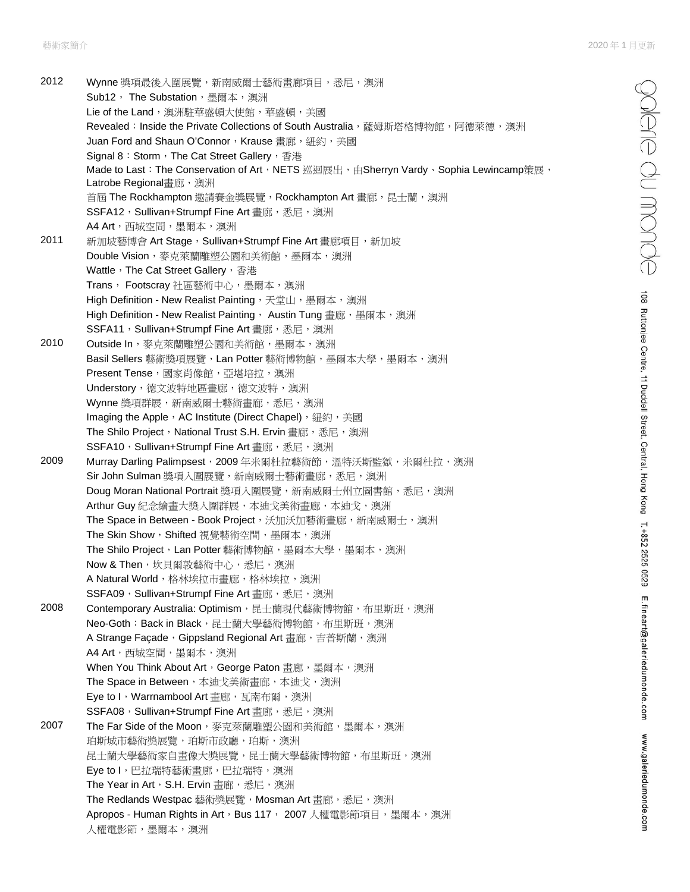2012

Wynne 獎項最後入圍展覽，新南威爾士藝術畫廊項目，悉尼，澳洲
Sub12， The Substation，墨爾本，澳洲
Lie of the Land，澳洲駐華盛頓大使館，華盛頓，美國
Revealed：Inside the Private Collections of South Australia，薩姆斯塔格博物館，阿德萊德，澳洲
Juan Ford and Shaun O'Connor，Krause 畫廊，紐約，美國
Signal 8：Storm，The Cat Street Gallery，香港
Made to Last：The Conservation of Art，NETS 巡迴展出，由Sherryn Vardy、Sophia Lewincamp策展，Latrobe Regional畫廊，澳洲
首屆 The Rockhampton 邀請賽金獎展覽，Rockhampton Art 畫廊，昆士蘭，澳洲
SSFA12，Sullivan+Strumpf Fine Art 畫廊，悉尼，澳洲
A4 Art，西城空間，墨爾本，澳洲

2011

新加坡藝博會 Art Stage，Sullivan+Strumpf Fine Art 畫廊項目，新加坡
Double Vision，麥克萊蘭雕塑公園和美術館，墨爾本，澳洲
Wattle，The Cat Street Gallery，香港
Trans， Footscray 社區藝術中心，墨爾本，澳洲
High Definition - New Realist Painting，天堂山，墨爾本，澳洲
High Definition - New Realist Painting， Austin Tung 畫廊，墨爾本，澳洲
SSFA11，Sullivan+Strumpf Fine Art 畫廊，悉尼，澳洲

2010

Outside In，麥克萊蘭雕塑公園和美術館，墨爾本，澳洲
Basil Sellers 藝術獎項展覽，Lan Potter 藝術博物館，墨爾本大學，墨爾本，澳洲
Present Tense，國家肖像館，亞堪培拉，澳洲
Understory，德文波特地區畫廊，德文波特，澳洲
Wynne 獎項群展，新南威爾士藝術畫廊，悉尼，澳洲
Imaging the Apple，AC Institute (Direct Chapel)，紐約，美國
The Shilo Project，National Trust S.H. Ervin 畫廊，悉尼，澳洲
SSFA10，Sullivan+Strumpf Fine Art 畫廊，悉尼，澳洲

2009

Murray Darling Palimpsest，2009 年米爾杜拉藝術節，溫特沃斯監獄，米爾杜拉，澳洲
Sir John Sulman 獎項入圍展覽，新南威爾士藝術畫廊，悉尼，澳洲
Doug Moran National Portrait 獎項入圍展覽，新南威爾士州立圖書館，悉尼，澳洲
Arthur Guy 紀念繪畫大獎入圍群展，本迪戈美術畫廊，本迪戈，澳洲
The Space in Between - Book Project，沃加沃加藝術畫廊，新南威爾士，澳洲
The Skin Show，Shifted 視覺藝術空間，墨爾本，澳洲
The Shilo Project，Lan Potter 藝術博物館，墨爾本大學，墨爾本，澳洲
Now & Then，坎貝爾敦藝術中心，悉尼，澳洲
A Natural World，格林埃拉市畫廊，格林埃拉，澳洲
SSFA09，Sullivan+Strumpf Fine Art 畫廊，悉尼，澳洲

2008

Contemporary Australia: Optimism，昆士蘭現代藝術博物館，布里斯班，澳洲
Neo-Goth：Back in Black，昆士蘭大學藝術博物館，布里斯班，澳洲
A Strange Façade，Gippsland Regional Art 畫廊，吉普斯蘭，澳洲
A4 Art，西城空間，墨爾本，澳洲
When You Think About Art，George Paton 畫廊，墨爾本，澳洲
The Space in Between，本迪戈美術畫廊，本迪戈，澳洲
Eye to I，Warrnambool Art 畫廊，瓦南布爾，澳洲
SSFA08，Sullivan+Strumpf Fine Art 畫廊，悉尼，澳洲

2007

The Far Side of the Moon，麥克萊蘭雕塑公園和美術館，墨爾本，澳洲
珀斯城市藝術獎展覽，珀斯市政廳，珀斯，澳洲
昆士蘭大學藝術家自畫像大獎展覽，昆士蘭大學藝術博物館，布里斯班，澳洲
Eye to I，巴拉瑞特藝術畫廊，巴拉瑞特，澳洲
The Year in Art，S.H. Ervin 畫廊，悉尼，澳洲
The Redlands Westpac 藝術獎展覽，Mosman Art 畫廊，悉尼，澳洲
Apropos - Human Rights in Art，Bus 117， 2007 人權電影節項目，墨爾本，澳洲
人權電影節，墨爾本，澳洲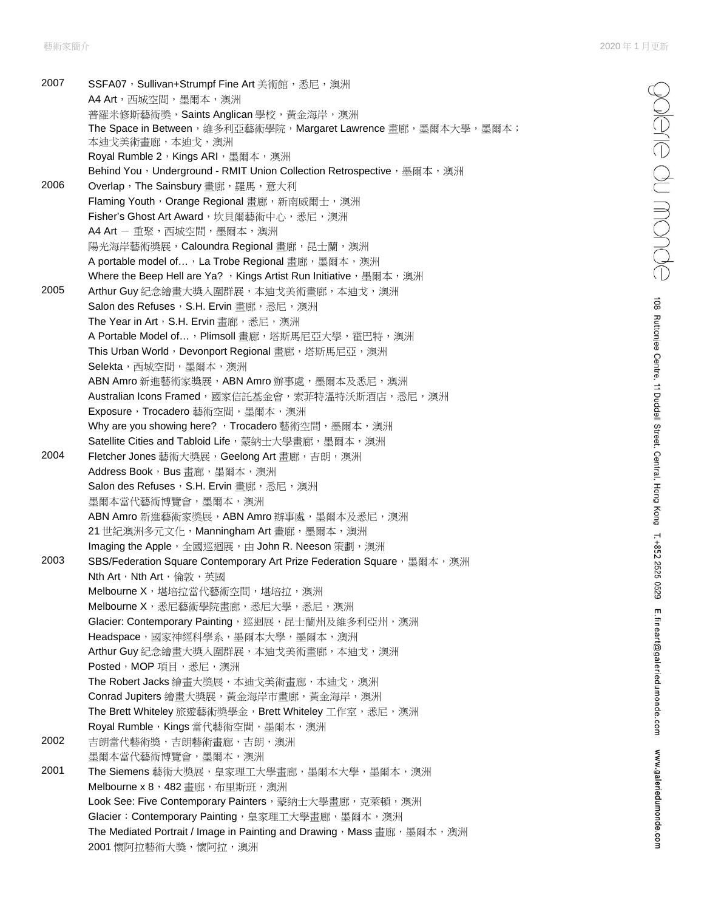2007
SSFA07，Sullivan+Strumpf Fine Art 美術館，悉尼，澳洲
A4 Art，西城空間，墨爾本，澳洲
普羅米修斯藝術獎，Saints Anglican 學校，黃金海岸，澳洲
The Space in Between，維多利亞藝術學院，Margaret Lawrence 畫廊，墨爾本大學，墨爾本；本迪戈美術畫廊，本迪戈，澳洲
Royal Rumble 2，Kings ARI，墨爾本，澳洲
Behind You，Underground - RMIT Union Collection Retrospective，墨爾本，澳洲

2006
Overlap，The Sainsbury 畫廊，羅馬，意大利
Flaming Youth，Orange Regional 畫廊，新南威爾士，澳洲
Fisher's Ghost Art Award，坎貝爾藝術中心，悉尼，澳洲
A4 Art － 重聚，西城空間，墨爾本，澳洲
陽光海岸藝術獎展，Caloundra Regional 畫廊，昆士蘭，澳洲
A portable model of…，La Trobe Regional 畫廊，墨爾本，澳洲
Where the Beep Hell are Ya? ，Kings Artist Run Initiative，墨爾本，澳洲

2005
Arthur Guy 紀念繪畫大獎入圍群展，本迪戈美術畫廊，本迪戈，澳洲
Salon des Refuses，S.H. Ervin 畫廊，悉尼，澳洲
The Year in Art，S.H. Ervin 畫廊，悉尼，澳洲
A Portable Model of…，Plimsoll 畫廊，塔斯馬尼亞大學，霍巴特，澳洲
This Urban World，Devonport Regional 畫廊，塔斯馬尼亞，澳洲
Selekta，西城空間，墨爾本，澳洲
ABN Amro 新進藝術家獎展，ABN Amro 辦事處，墨爾本及悉尼，澳洲
Australian Icons Framed，國家信託基金會，索菲特溫特沃斯酒店，悉尼，澳洲
Exposure，Trocadero 藝術空間，墨爾本，澳洲
Why are you showing here? ，Trocadero 藝術空間，墨爾本，澳洲
Satellite Cities and Tabloid Life，蒙納士大學畫廊，墨爾本，澳洲

2004
Fletcher Jones 藝術大獎展，Geelong Art 畫廊，吉朗，澳洲
Address Book，Bus 畫廊，墨爾本，澳洲
Salon des Refuses，S.H. Ervin 畫廊，悉尼，澳洲
墨爾本當代藝術博覽會，墨爾本，澳洲
ABN Amro 新進藝術家獎展，ABN Amro 辦事處，墨爾本及悉尼，澳洲
21 世紀澳洲多元文化，Manningham Art 畫廊，墨爾本，澳洲
Imaging the Apple，全國巡迴展，由 John R. Neeson 策劃，澳洲

2003
SBS/Federation Square Contemporary Art Prize Federation Square，墨爾本，澳洲
Nth Art，Nth Art，倫敦，英國
Melbourne X，堪培拉當代藝術空間，堪培拉，澳洲
Melbourne X，悉尼藝術學院畫廊，悉尼大學，悉尼，澳洲
Glacier: Contemporary Painting，巡迴展，昆士蘭州及維多利亞州，澳洲
Headspace，國家神經科學學系，墨爾本大學，墨爾本，澳洲
Arthur Guy 紀念繪畫大獎入圍群展，本迪戈美術畫廊，本迪戈，澳洲
Posted，MOP 項目，悉尼，澳洲
The Robert Jacks 繪畫大獎展，本迪戈美術畫廊，本迪戈，澳洲
Conrad Jupiters 繪畫大獎展，黃金海岸市畫廊，黃金海岸，澳洲
The Brett Whiteley 旅遊藝術獎學金，Brett Whiteley 工作室，悉尼，澳洲
Royal Rumble，Kings 當代藝術空間，墨爾本，澳洲

2002
吉朗當代藝術獎，吉朗藝術畫廊，吉朗，澳洲
墨爾本當代藝術博覽會，墨爾本，澳洲

2001
The Siemens 藝術大獎展，皇家理工大學畫廊，墨爾本大學，墨爾本，澳洲
Melbourne x 8，482 畫廊，布里斯班，澳洲
Look See: Five Contemporary Painters，蒙納士大學畫廊，克萊頓，澳洲
Glacier：Contemporary Painting，皇家理工大學畫廊，墨爾本，澳洲
The Mediated Portrait / Image in Painting and Drawing，Mass 畫廊，墨爾本，澳洲
2001 懷阿拉藝術大獎，懷阿拉，澳洲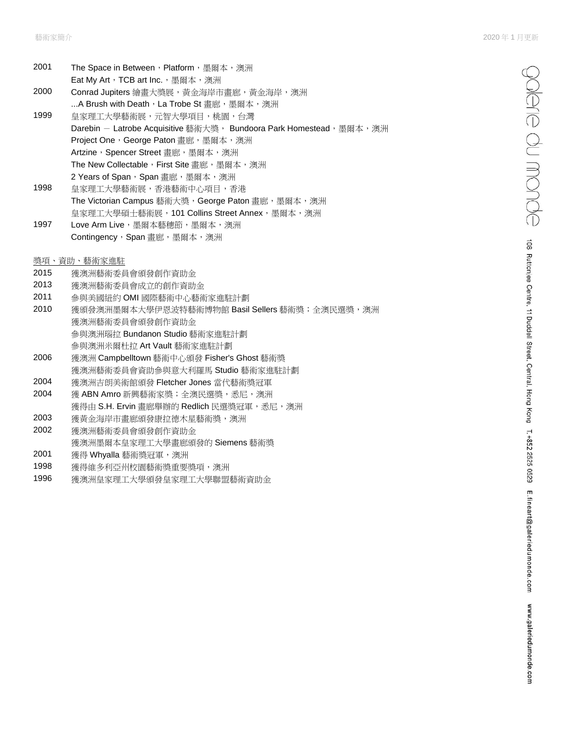| | |
|---|---|
| 2001 | The Space in Between，Platform，墨爾本，澳洲 |
| | Eat My Art，TCB art Inc.，墨爾本，澳洲 |
| 2000 | Conrad Jupiters 繪畫大獎展，黃金海岸市畫廊，黃金海岸，澳洲 |
| | ...A Brush with Death，La Trobe St 畫廊，墨爾本，澳洲 |
| 1999 | 皇家理工大學藝術展，元智大學項目，桃園，台灣 |
| | Darebin － Latrobe Acquisitive 藝術大獎， Bundoora Park Homestead，墨爾本，澳洲 |
| | Project One，George Paton 畫廊，墨爾本，澳洲 |
| | Artzine，Spencer Street 畫廊，墨爾本，澳洲 |
| | The New Collectable，First Site 畫廊，墨爾本，澳洲 |
| | 2 Years of Span，Span 畫廊，墨爾本，澳洲 |
| 1998 | 皇家理工大學藝術展，香港藝術中心項目，香港 |
| | The Victorian Campus 藝術大獎，George Paton 畫廊，墨爾本，澳洲 |
| | 皇家理工大學碩士藝術展，101 Collins Street Annex，墨爾本，澳洲 |
| 1997 | Love Arm Live，墨爾本藝穗節，墨爾本，澳洲 |
| | Contingency，Span 畫廊，墨爾本，澳洲 |

## 獎項、資助、藝術家進駐

| | |
|---|---|
| 2015 | 獲澳洲藝術委員會頒發創作資助金 |
| 2013 | 獲澳洲藝術委員會成立的創作資助金 |
| 2011 | 參與美國紐約 OMI 國際藝術中心藝術家進駐計劃 |
| 2010 | 獲頒發澳洲墨爾本大學伊恩波特藝術博物館 Basil Sellers 藝術獎；全澳民選獎，澳洲 |
| | 獲澳洲藝術委員會頒發創作資助金 |
| | 參與澳洲瑙拉 Bundanon Studio 藝術家進駐計劃 |
| | 參與澳洲米爾杜拉 Art Vault 藝術家進駐計劃 |
| 2006 | 獲澳洲 Campbelltown 藝術中心頒發 Fisher's Ghost 藝術獎 |
| | 獲澳洲藝術委員會資助參與意大利羅馬 Studio 藝術家進駐計劃 |
| 2004 | 獲澳洲吉朗美術館頒發 Fletcher Jones 當代藝術獎冠軍 |
| 2004 | 獲 ABN Amro 新興藝術家獎；全澳民選獎，悉尼，澳洲 |
| | 獲得由 S.H. Ervin 畫廊舉辦的 Redlich 民選獎冠軍，悉尼，澳洲 |
| 2003 | 獲黃金海岸市畫廊頒發康拉德木星藝術獎，澳洲 |
| 2002 | 獲澳洲藝術委員會頒發創作資助金 |
| | 獲澳洲墨爾本皇家理工大學畫廊頒發的 Siemens 藝術獎 |
| 2001 | 獲得 Whyalla 藝術獎冠軍，澳洲 |
| 1998 | 獲得維多利亞州校園藝術獎重要獎項，澳洲 |
| 1996 | 獲澳洲皇家理工大學頒發皇家理工大學聯盟藝術資助金 |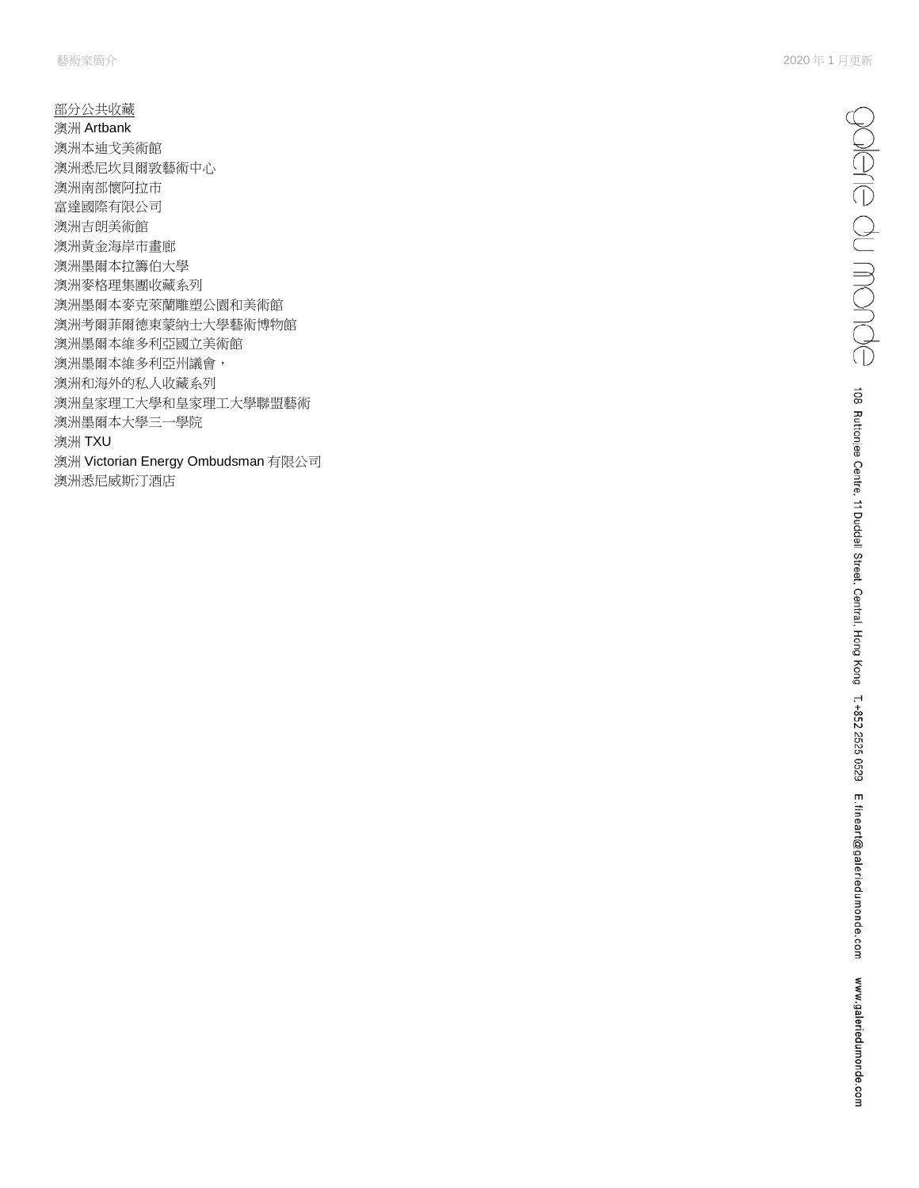<u>部分公共收藏</u>

澳洲 Artbank
澳洲本迪戈美術館
澳洲悉尼坎貝爾敦藝術中心
澳洲南部懷阿拉市
富達國際有限公司
澳洲吉朗美術館
澳洲黃金海岸市畫廊
澳洲墨爾本拉籌伯大學
澳洲麥格理集團收藏系列
澳洲墨爾本麥克萊蘭雕塑公園和美術館
澳洲考爾菲爾德東蒙納士大學藝術博物館
澳洲墨爾本維多利亞國立美術館
澳洲墨爾本維多利亞州議會，
澳洲和海外的私人收藏系列
澳洲皇家理工大學和皇家理工大學聯盟藝術
澳洲墨爾本大學三一學院
澳洲 TXU
澳洲 Victorian Energy Ombudsman 有限公司
澳洲悉尼威斯汀酒店